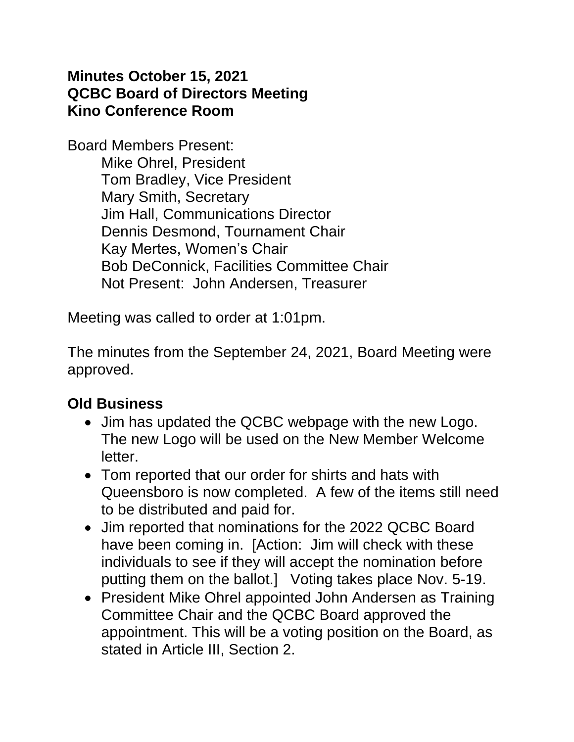**Minutes October 15, 2021**
**QCBC Board of Directors Meeting**
**Kino Conference Room**

Board Members Present:

Mike Ohrel, President
Tom Bradley, Vice President
Mary Smith, Secretary
Jim Hall, Communications Director
Dennis Desmond, Tournament Chair
Kay Mertes, Women's Chair
Bob DeConnick, Facilities Committee Chair
Not Present: John Andersen, Treasurer

Meeting was called to order at 1:01pm.

The minutes from the September 24, 2021, Board Meeting were approved.

## Old Business

- Jim has updated the QCBC webpage with the new Logo. The new Logo will be used on the New Member Welcome letter.
- Tom reported that our order for shirts and hats with Queensboro is now completed. A few of the items still need to be distributed and paid for.
- Jim reported that nominations for the 2022 QCBC Board have been coming in. [Action: Jim will check with these individuals to see if they will accept the nomination before putting them on the ballot.] Voting takes place Nov. 5-19.
- President Mike Ohrel appointed John Andersen as Training Committee Chair and the QCBC Board approved the appointment. This will be a voting position on the Board, as stated in Article III, Section 2.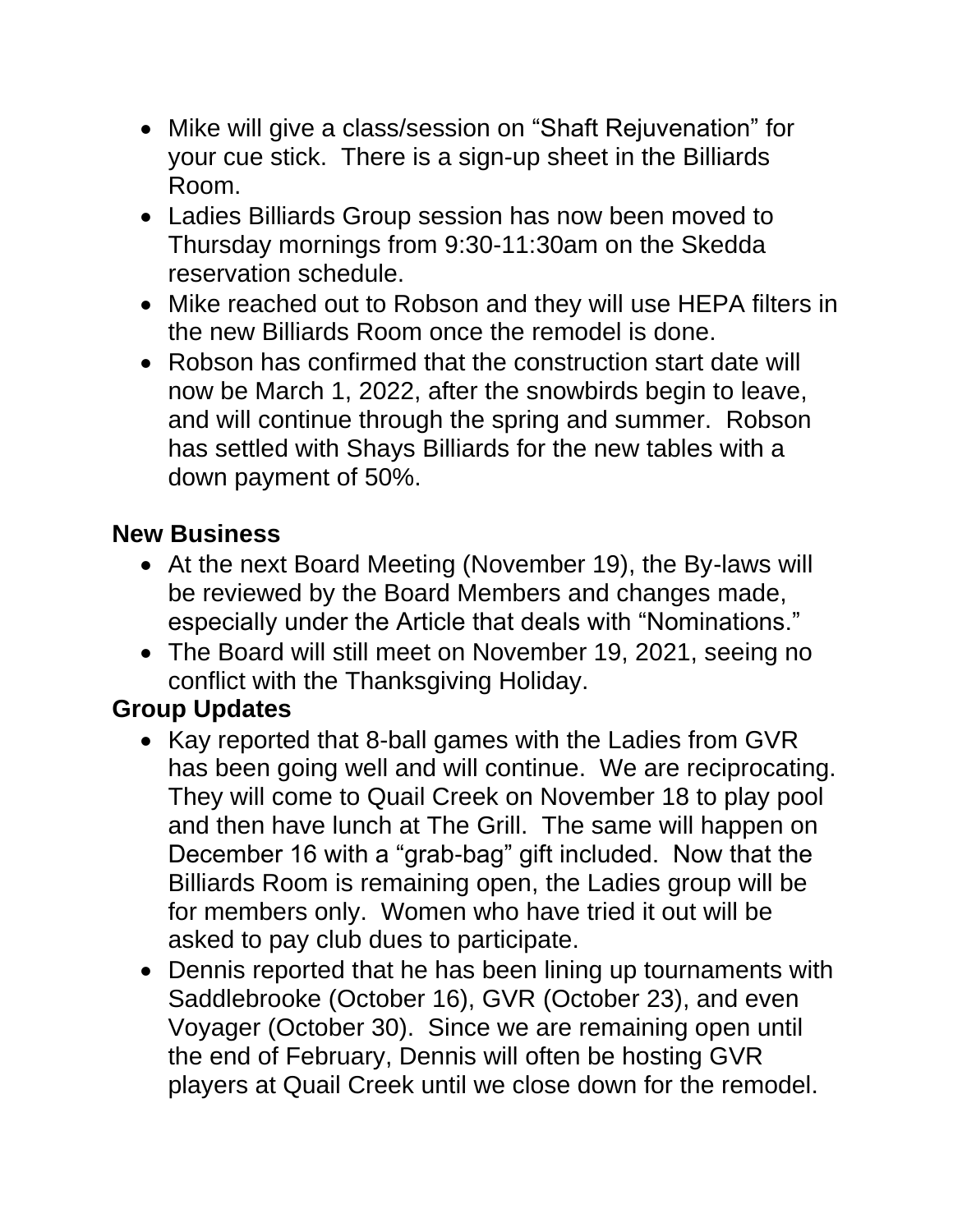- Mike will give a class/session on "Shaft Rejuvenation" for your cue stick. There is a sign-up sheet in the Billiards Room.
- Ladies Billiards Group session has now been moved to Thursday mornings from 9:30-11:30am on the Skedda reservation schedule.
- Mike reached out to Robson and they will use HEPA filters in the new Billiards Room once the remodel is done.
- Robson has confirmed that the construction start date will now be March 1, 2022, after the snowbirds begin to leave, and will continue through the spring and summer. Robson has settled with Shays Billiards for the new tables with a down payment of 50%.

**New Business**

- At the next Board Meeting (November 19), the By-laws will be reviewed by the Board Members and changes made, especially under the Article that deals with "Nominations."
- The Board will still meet on November 19, 2021, seeing no conflict with the Thanksgiving Holiday.

**Group Updates**

- Kay reported that 8-ball games with the Ladies from GVR has been going well and will continue. We are reciprocating. They will come to Quail Creek on November 18 to play pool and then have lunch at The Grill. The same will happen on December 16 with a "grab-bag" gift included. Now that the Billiards Room is remaining open, the Ladies group will be for members only. Women who have tried it out will be asked to pay club dues to participate.
- Dennis reported that he has been lining up tournaments with Saddlebrooke (October 16), GVR (October 23), and even Voyager (October 30). Since we are remaining open until the end of February, Dennis will often be hosting GVR players at Quail Creek until we close down for the remodel.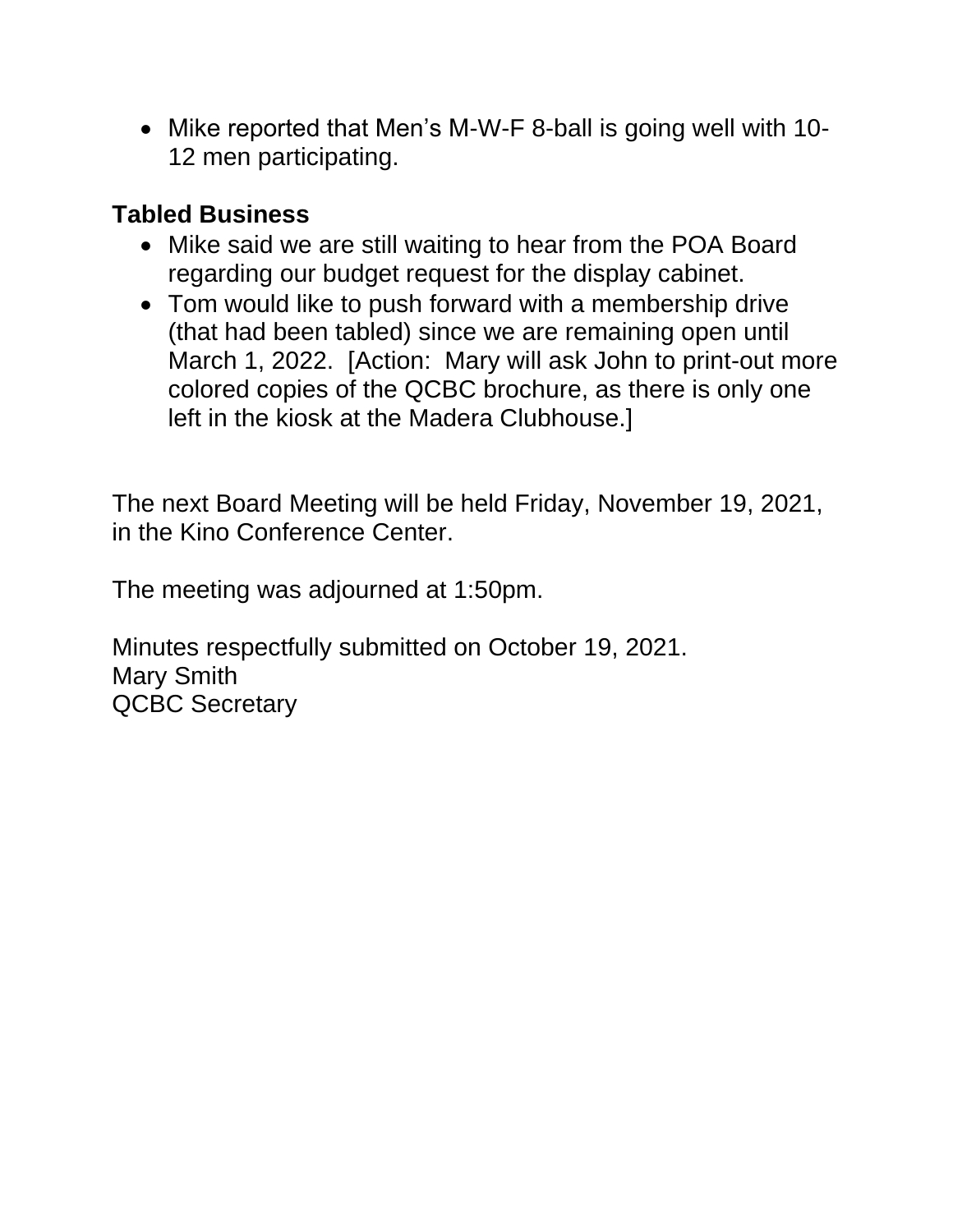- Mike reported that Men's M-W-F 8-ball is going well with 10-12 men participating.

**Tabled Business**

- Mike said we are still waiting to hear from the POA Board regarding our budget request for the display cabinet.
- Tom would like to push forward with a membership drive (that had been tabled) since we are remaining open until March 1, 2022. [Action: Mary will ask John to print-out more colored copies of the QCBC brochure, as there is only one left in the kiosk at the Madera Clubhouse.]

The next Board Meeting will be held Friday, November 19, 2021, in the Kino Conference Center.

The meeting was adjourned at 1:50pm.

Minutes respectfully submitted on October 19, 2021.
Mary Smith
QCBC Secretary